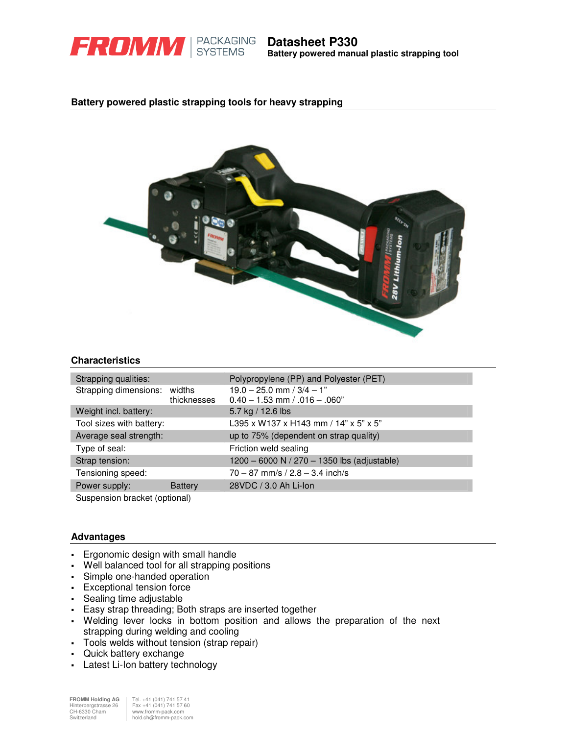# Datasheet P330

**Battery powered manual plastic strapping tool**

## Battery powered plastic strapping tools for heavy strapping

## Characteristics

| | | |
|---|---|---|
| Strapping qualities: | | Polypropylene (PP) and Polyester (PET) |
| Strapping dimensions: | widths | 19.0 – 25.0 mm / 3/4 – 1" |
| | thicknesses | 0.40 – 1.53 mm / .016 – .060" |
| Weight incl. battery: | | 5.7 kg / 12.6 lbs |
| Tool sizes with battery: | | L395 x W137 x H143 mm / 14" x 5" x 5" |
| Average seal strength: | | up to 75% (dependent on strap quality) |
| Type of seal: | | Friction weld sealing |
| Strap tension: | | 1200 – 6000 N / 270 – 1350 lbs (adjustable) |
| Tensioning speed: | | 70 – 87 mm/s / 2.8 – 3.4 inch/s |
| Power supply: | Battery | 28VDC / 3.0 Ah Li-Ion |
| Suspension bracket (optional) | | |

## Advantages

- Ergonomic design with small handle
- Well balanced tool for all strapping positions
- Simple one-handed operation
- Exceptional tension force
- Sealing time adjustable
- Easy strap threading; Both straps are inserted together
- Welding lever locks in bottom position and allows the preparation of the next strapping during welding and cooling
- Tools welds without tension (strap repair)
- Quick battery exchange
- Latest Li-Ion battery technology

**FROMM Holding AG**
Hinterbergstrasse 26
CH-6330 Cham
Switzerland

Tel. +41 (041) 741 57 41
Fax +41 (041) 741 57 60
www.fromm-pack.com
hold.ch@fromm-pack.com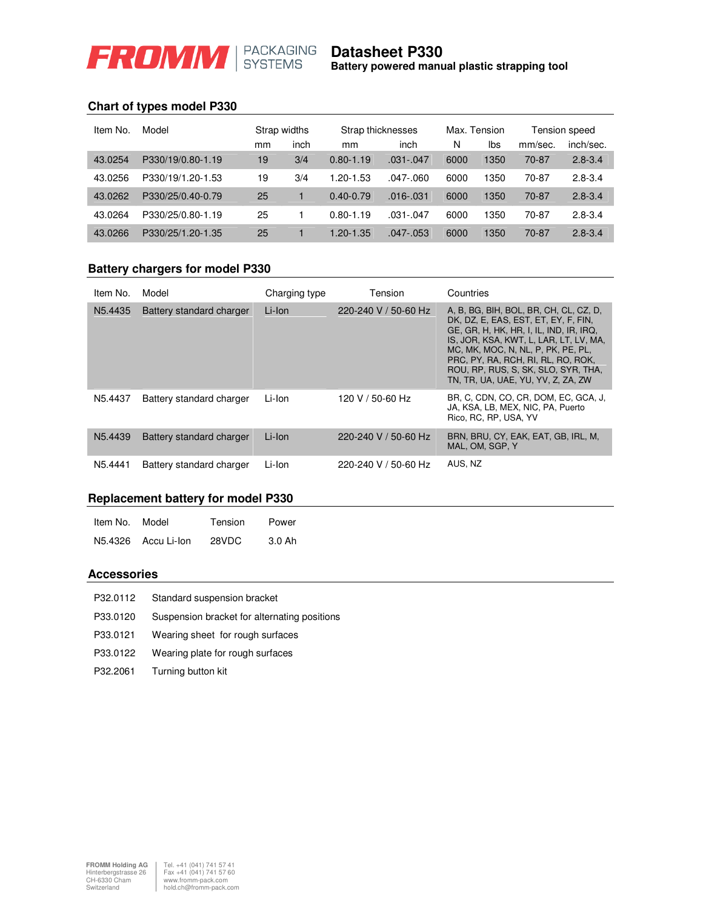# Datasheet P330

**Battery powered manual plastic strapping tool**

## Chart of types model P330

| Item No. | Model | Strap widths | | Strap thicknesses | | Max. Tension | | Tension speed | |
|---|---|---|---|---|---|---|---|---|---|
| | | mm | inch | mm | inch | N | lbs | mm/sec. | inch/sec. |
| 43.0254 | P330/19/0.80-1.19 | 19 | 3/4 | 0.80-1.19 | .031-.047 | 6000 | 1350 | 70-87 | 2.8-3.4 |
| 43.0256 | P330/19/1.20-1.53 | 19 | 3/4 | 1.20-1.53 | .047-.060 | 6000 | 1350 | 70-87 | 2.8-3.4 |
| 43.0262 | P330/25/0.40-0.79 | 25 | 1 | 0.40-0.79 | .016-.031 | 6000 | 1350 | 70-87 | 2.8-3.4 |
| 43.0264 | P330/25/0.80-1.19 | 25 | 1 | 0.80-1.19 | .031-.047 | 6000 | 1350 | 70-87 | 2.8-3.4 |
| 43.0266 | P330/25/1.20-1.35 | 25 | 1 | 1.20-1.35 | .047-.053 | 6000 | 1350 | 70-87 | 2.8-3.4 |

## Battery chargers for model P330

| Item No. | Model | Charging type | Tension | Countries |
|---|---|---|---|---|
| N5.4435 | Battery standard charger | Li-Ion | 220-240 V / 50-60 Hz | A, B, BG, BIH, BOL, BR, CH, CL, CZ, D, DK, DZ, E, EAS, EST, ET, EY, F, FIN, GE, GR, H, HK, HR, I, IL, IND, IR, IRQ, IS, JOR, KSA, KWT, L, LAR, LT, LV, MA, MC, MK, MOC, N, NL, P, PK, PE, PL, PRC, PY, RA, RCH, RI, RL, RO, ROK, ROU, RP, RUS, S, SK, SLO, SYR, THA, TN, TR, UA, UAE, YU, YV, Z, ZA, ZW |
| N5.4437 | Battery standard charger | Li-Ion | 120 V / 50-60 Hz | BR, C, CDN, CO, CR, DOM, EC, GCA, J, JA, KSA, LB, MEX, NIC, PA, Puerto Rico, RC, RP, USA, YV |
| N5.4439 | Battery standard charger | Li-Ion | 220-240 V / 50-60 Hz | BRN, BRU, CY, EAK, EAT, GB, IRL, M, MAL, OM, SGP, Y |
| N5.4441 | Battery standard charger | Li-Ion | 220-240 V / 50-60 Hz | AUS, NZ |

## Replacement battery for model P330

| Item No. | Model | Tension | Power |
|---|---|---|---|
| N5.4326 | Accu Li-Ion | 28VDC | 3.0 Ah |

## Accessories

| | |
|---|---|
| P32.0112 | Standard suspension bracket |
| P33.0120 | Suspension bracket for alternating positions |
| P33.0121 | Wearing sheet for rough surfaces |
| P33.0122 | Wearing plate for rough surfaces |
| P32.2061 | Turning button kit |

FROMM Holding AG
Hinterbergstrasse 26
CH-6330 Cham
Switzerland

Tel. +41 (041) 741 57 41
Fax +41 (041) 741 57 60
www.fromm-pack.com
hold.ch@fromm-pack.com